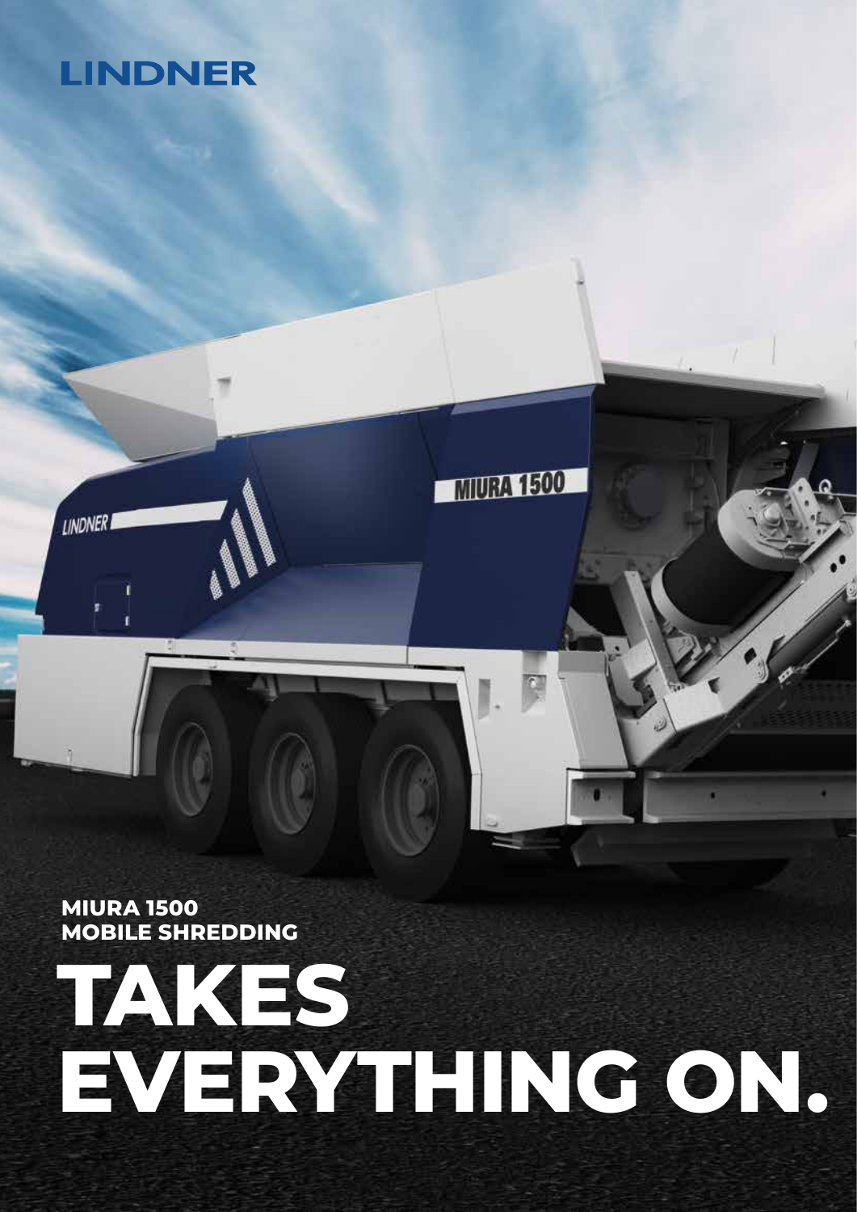LINDNER

**MIURA 1500**
**MOBILE SHREDDING**

# TAKES EVERYTHING ON.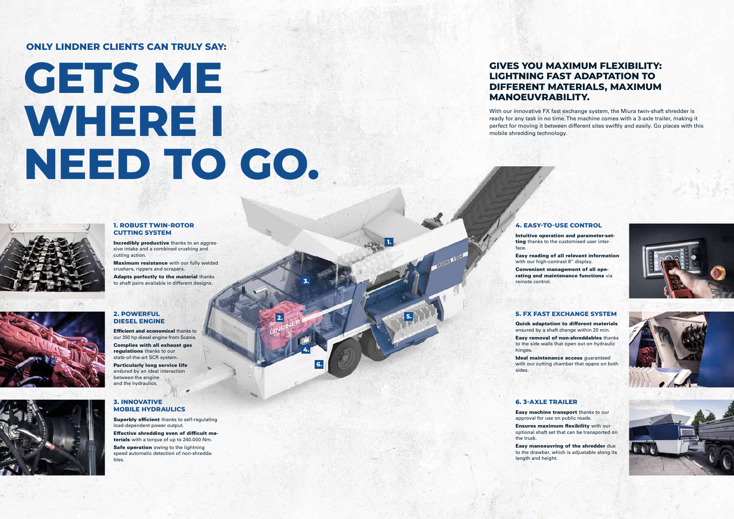**ONLY LINDNER CLIENTS CAN TRULY SAY:**

# GETS ME WHERE I NEED TO GO.

## GIVES YOU MAXIMUM FLEXIBILITY: LIGHTNING FAST ADAPTATION TO DIFFERENT MATERIALS, MAXIMUM MANOEUVRABILITY.

With our innovative FX fast exchange system, the Miura twin-shaft shredder is ready for any task in no time. The machine comes with a 3-axle trailer, making it perfect for moving it between different sites swiftly and easily. Go places with this mobile shredding technology.

### 1. ROBUST TWIN-ROTOR CUTTING SYSTEM

**Incredibly productive** thanks to an aggressive intake and a combined crushing and cutting action.

**Maximum resistance** with our fully welded crushers, rippers and scrapers.

**Adapts perfectly to the material** thanks to shaft pairs available in different designs.

### 2. POWERFUL DIESEL ENGINE

**Efficient and economical** thanks to our 350 hp diesel engine from Scania.

**Complies with all exhaust gas regulations** thanks to our state-of-the-art SCR system.

**Particularly long service life** ensured by an ideal interaction between the engine and the hydraulics.

### 3. INNOVATIVE MOBILE HYDRAULICS

**Superbly efficient** thanks to self-regulating load-dependent power output.

**Effective shredding even of difficult materials** with a torque of up to 240.000 Nm.

**Safe operation** owing to the lightning speed automatic detection of non-shreddables.

### 4. EASY-TO-USE CONTROL

**Intuitive operation and parameter-setting** thanks to the customised user interface.

**Easy reading of all relevant information** with our high-contrast 8" display.

**Convenient management of all operating and maintenance functions** via remote control.

### 5. FX FAST EXCHANGE SYSTEM

**Quick adaptation to different materials** ensured by a shaft change within 20 min.

**Easy removal of non-shreddables** thanks to the side walls that open out on hydraulic hinges.

**Ideal maintenance access** guaranteed with our cutting chamber that opens on both sides.

### 6. 3-AXLE TRAILER

**Easy machine transport** thanks to our approval for use on public roads.

**Ensures maximum flexibility** with our optional shaft set that can be transported on the truck.

**Easy manoeuvring of the shredder** due to the drawbar, which is adjustable along its length and height.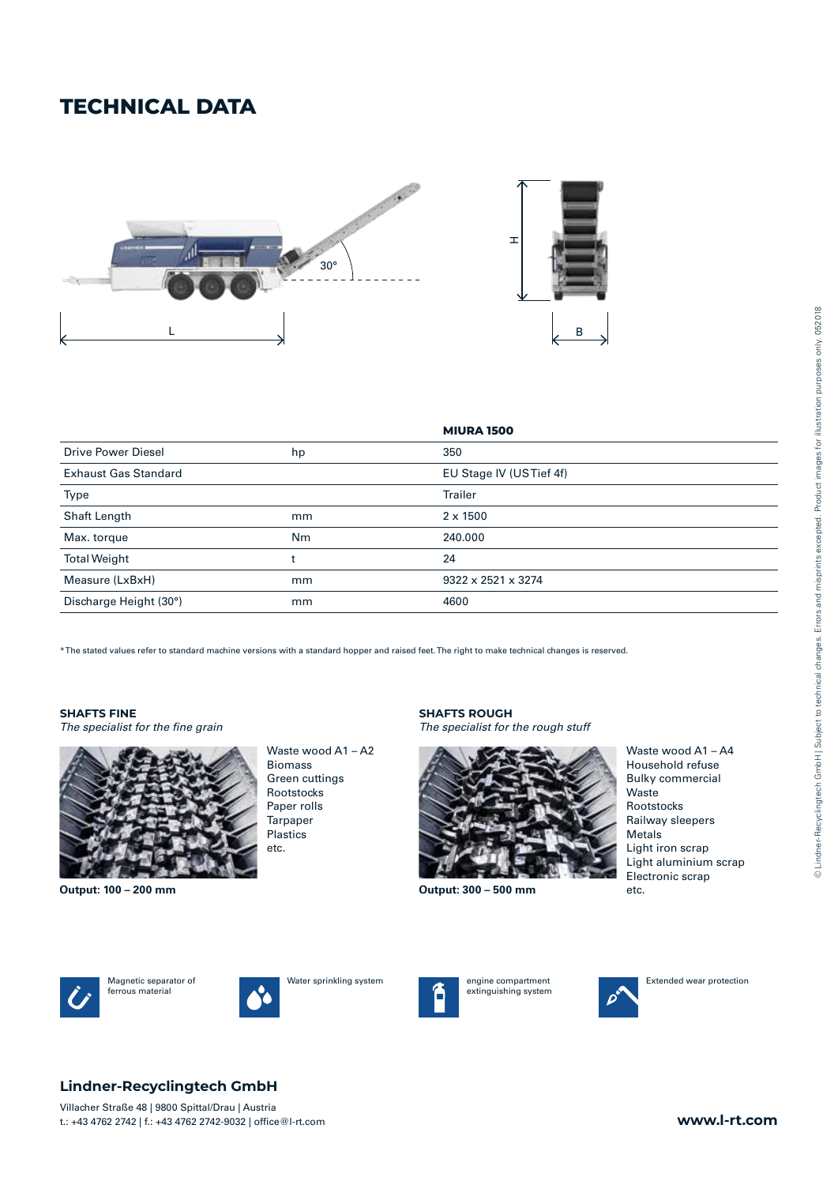# TECHNICAL DATA

30°

H

L

B

| | | MIURA 1500 |
|---|---|---|
| Drive Power Diesel | hp | 350 |
| Exhaust Gas Standard | | EU Stage IV (USTief 4f) |
| Type | | Trailer |
| Shaft Length | mm | 2 x 1500 |
| Max. torque | Nm | 240.000 |
| Total Weight | t | 24 |
| Measure (LxBxH) | mm | 9322 x 2521 x 3274 |
| Discharge Height (30°) | mm | 4600 |

*The stated values refer to standard machine versions with a standard hopper and raised feet. The right to make technical changes is reserved.

### SHAFTS FINE

*The specialist for the fine grain*

- Waste wood A1 – A2
- Biomass
- Green cuttings
- Rootstocks
- Paper rolls
- Tarpaper
- Plastics
- etc.

**Output: 100 – 200 mm**

### SHAFTS ROUGH

*The specialist for the rough stuff*

- Waste wood A1 – A4
- Household refuse
- Bulky commercial Waste
- Rootstocks
- Railway sleepers
- Metals
- Light iron scrap
- Light aluminium scrap
- Electronic scrap
- etc.

**Output: 300 – 500 mm**

Magnetic separator of ferrous material

Water sprinkling system

engine compartment extinguishing system

Extended wear protection

© Lindner-Recyclingtech GmbH | Subject to technical changes. Errors and misprints excepted. Product images for illustration purposes only. 052018

## Lindner-Recyclingtech GmbH

Villacher Straße 48 | 9800 Spittal/Drau | Austria
t.: +43 4762 2742 | f.: +43 4762 2742-9032 | office@l-rt.com

**www.l-rt.com**